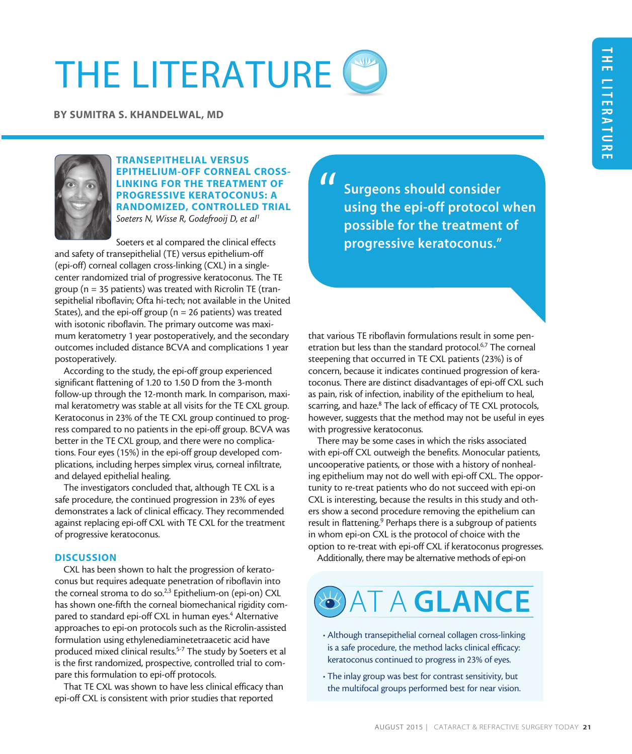# THE LITERATURE

**BY SUMITRA S. KHANDELWAL, MD**

## TRANSEPITHELIAL VERSUS EPITHELIUM-OFF CORNEAL CROSS-LINKING FOR THE TREATMENT OF PROGRESSIVE KERATOCONUS: A RANDOMIZED, CONTROLLED TRIAL

*Soeters N, Wisse R, Godefrooij D, et al*[1]

Soeters et al compared the clinical effects and safety of transepithelial (TE) versus epithelium-off (epi-off) corneal collagen cross-linking (CXL) in a single-center randomized trial of progressive keratoconus. The TE group (n = 35 patients) was treated with Ricrolin TE (transepithelial riboflavin; Ofta hi-tech; not available in the United States), and the epi-off group (n = 26 patients) was treated with isotonic riboflavin. The primary outcome was maximum keratometry 1 year postoperatively, and the secondary outcomes included distance BCVA and complications 1 year postoperatively.

According to the study, the epi-off group experienced significant flattening of 1.20 to 1.50 D from the 3-month follow-up through the 12-month mark. In comparison, maximal keratometry was stable at all visits for the TE CXL group. Keratoconus in 23% of the TE CXL group continued to progress compared to no patients in the epi-off group. BCVA was better in the TE CXL group, and there were no complications. Four eyes (15%) in the epi-off group developed complications, including herpes simplex virus, corneal infiltrate, and delayed epithelial healing.

The investigators concluded that, although TE CXL is a safe procedure, the continued progression in 23% of eyes demonstrates a lack of clinical efficacy. They recommended against replacing epi-off CXL with TE CXL for the treatment of progressive keratoconus.

> "Surgeons should consider using the epi-off protocol when possible for the treatment of progressive keratoconus."

### DISCUSSION

CXL has been shown to halt the progression of keratoconus but requires adequate penetration of riboflavin into the corneal stroma to do so.[2,3] Epithelium-on (epi-on) CXL has shown one-fifth the corneal biomechanical rigidity compared to standard epi-off CXL in human eyes.[4] Alternative approaches to epi-on protocols such as the Ricrolin-assisted formulation using ethylenediaminetetraacetic acid have produced mixed clinical results.[5-7] The study by Soeters et al is the first randomized, prospective, controlled trial to compare this formulation to epi-off protocols.

That TE CXL was shown to have less clinical efficacy than epi-off CXL is consistent with prior studies that reported that various TE riboflavin formulations result in some penetration but less than the standard protocol.[6,7] The corneal steepening that occurred in TE CXL patients (23%) is of concern, because it indicates continued progression of keratoconus. There are distinct disadvantages of epi-off CXL such as pain, risk of infection, inability of the epithelium to heal, scarring, and haze.[8] The lack of efficacy of TE CXL protocols, however, suggests that the method may not be useful in eyes with progressive keratoconus.

There may be some cases in which the risks associated with epi-off CXL outweigh the benefits. Monocular patients, uncooperative patients, or those with a history of nonhealing epithelium may not do well with epi-off CXL. The opportunity to re-treat patients who do not succeed with epi-on CXL is interesting, because the results in this study and others show a second procedure removing the epithelium can result in flattening.[9] Perhaps there is a subgroup of patients in whom epi-on CXL is the protocol of choice with the option to re-treat with epi-off CXL if keratoconus progresses.

Additionally, there may be alternative methods of epi-on

## AT A GLANCE

- Although transepithelial corneal collagen cross-linking is a safe procedure, the method lacks clinical efficacy: keratoconus continued to progress in 23% of eyes.
- The inlay group was best for contrast sensitivity, but the multifocal groups performed best for near vision.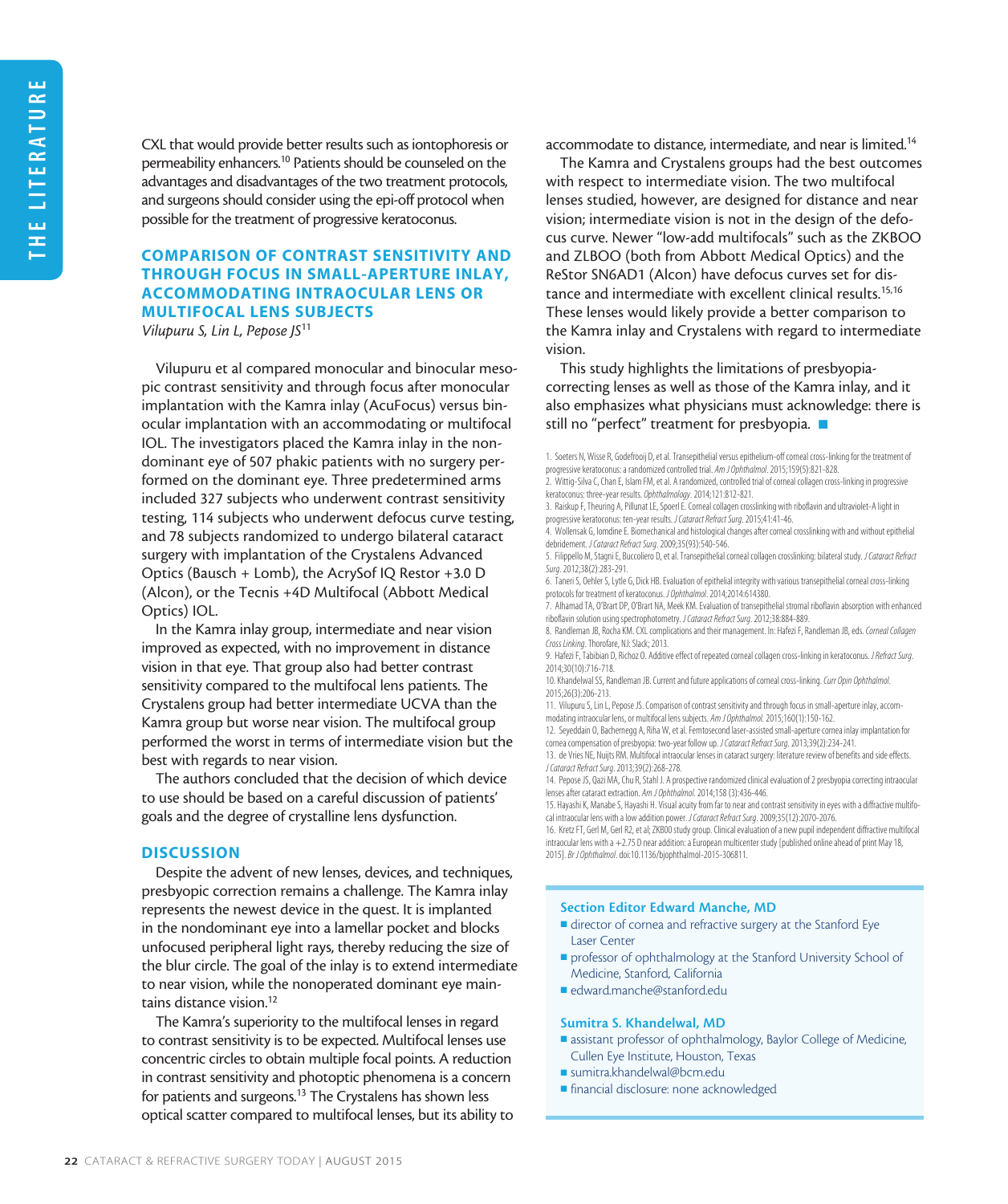CXL that would provide better results such as iontophoresis or permeability enhancers.[10] Patients should be counseled on the advantages and disadvantages of the two treatment protocols, and surgeons should consider using the epi-off protocol when possible for the treatment of progressive keratoconus.

## COMPARISON OF CONTRAST SENSITIVITY AND THROUGH FOCUS IN SMALL-APERTURE INLAY, ACCOMMODATING INTRAOCULAR LENS OR MULTIFOCAL LENS SUBJECTS

*Vilupuru S, Lin L, Pepose JS*[11]

Vilupuru et al compared monocular and binocular mesopic contrast sensitivity and through focus after monocular implantation with the Kamra inlay (AcuFocus) versus binocular implantation with an accommodating or multifocal IOL. The investigators placed the Kamra inlay in the nondominant eye of 507 phakic patients with no surgery performed on the dominant eye. Three predetermined arms included 327 subjects who underwent contrast sensitivity testing, 114 subjects who underwent defocus curve testing, and 78 subjects randomized to undergo bilateral cataract surgery with implantation of the Crystalens Advanced Optics (Bausch + Lomb), the AcrySof IQ Restor +3.0 D (Alcon), or the Tecnis +4D Multifocal (Abbott Medical Optics) IOL.

In the Kamra inlay group, intermediate and near vision improved as expected, with no improvement in distance vision in that eye. That group also had better contrast sensitivity compared to the multifocal lens patients. The Crystalens group had better intermediate UCVA than the Kamra group but worse near vision. The multifocal group performed the worst in terms of intermediate vision but the best with regards to near vision.

The authors concluded that the decision of which device to use should be based on a careful discussion of patients' goals and the degree of crystalline lens dysfunction.

## DISCUSSION

Despite the advent of new lenses, devices, and techniques, presbyopic correction remains a challenge. The Kamra inlay represents the newest device in the quest. It is implanted in the nondominant eye into a lamellar pocket and blocks unfocused peripheral light rays, thereby reducing the size of the blur circle. The goal of the inlay is to extend intermediate to near vision, while the nonoperated dominant eye maintains distance vision.[12]

The Kamra's superiority to the multifocal lenses in regard to contrast sensitivity is to be expected. Multifocal lenses use concentric circles to obtain multiple focal points. A reduction in contrast sensitivity and photoptic phenomena is a concern for patients and surgeons.[13] The Crystalens has shown less optical scatter compared to multifocal lenses, but its ability to accommodate to distance, intermediate, and near is limited.[14]

The Kamra and Crystalens groups had the best outcomes with respect to intermediate vision. The two multifocal lenses studied, however, are designed for distance and near vision; intermediate vision is not in the design of the defocus curve. Newer "low-add multifocals" such as the ZKBOO and ZLBOO (both from Abbott Medical Optics) and the ReStor SN6AD1 (Alcon) have defocus curves set for distance and intermediate with excellent clinical results.[15,16] These lenses would likely provide a better comparison to the Kamra inlay and Crystalens with regard to intermediate vision.

This study highlights the limitations of presbyopia-correcting lenses as well as those of the Kamra inlay, and it also emphasizes what physicians must acknowledge: there is still no "perfect" treatment for presbyopia. ■

1. Soeters N, Wisse R, Godefrooij D, et al. Transepithelial versus epithelium-off corneal cross-linking for the treatment of progressive keratoconus: a randomized controlled trial. *Am J Ophthalmol*. 2015;159(5):821-828.
2. Wittig-Silva C, Chan E, Islam FM, et al. A randomized, controlled trial of corneal collagen cross-linking in progressive keratoconus: three-year results. *Ophthalmology*. 2014;121:812-821.
3. Raiskup F, Theuring A, Pillunat LE, Spoerl E. Corneal collagen crosslinking with riboflavin and ultraviolet-A light in progressive keratoconus: ten-year results. *J Cataract Refract Surg*. 2015;41:41-46.
4. Wollensak G, Iomdine E. Biomechanical and histological changes after corneal crosslinking with and without epithelial debridement. *J Cataract Refract Surg*. 2009;35(93):540-546.
5. Filippello M, Stagni E, Buccoliero D, et al. Transepithelial corneal collagen crosslinking: bilateral study. *J Cataract Refract Surg*. 2012;38(2):283-291.
6. Taneri S, Oehler S, Lytle G, Dick HB. Evaluation of epithelial integrity with various transepithelial corneal cross-linking protocols for treatment of keratoconus. *J Ophthalmol*. 2014;2014:614380.
7. Alhamad TA, O'Brart DP, O'Brart NA, Meek KM. Evaluation of transepithelial stromal riboflavin absorption with enhanced riboflavin solution using spectrophotometry. *J Cataract Refract Surg*. 2012;38:884-889.
8. Randleman JB, Rocha KM. CXL complications and their management. In: Hafezi F, Randleman JB, eds. *Corneal Collagen Cross Linking*. Thorofare, NJ: Slack; 2013.
9. Hafezi F, Tabibian D, Richoz O. Additive effect of repeated corneal collagen cross-linking in keratoconus. *J Refract Surg*. 2014;30(10):716-718.
10. Khandelwal SS, Randleman JB. Current and future applications of corneal cross-linking. *Curr Opin Ophthalmol*. 2015;26(3):206-213.
11. Vilupuru S, Lin L, Pepose JS. Comparison of contrast sensitivity and through focus in small-aperture inlay, accommodating intraocular lens, or multifocal lens subjects. *Am J Ophthalmol*. 2015;160(1):150-162.
12. Seyeddain O, Bachernegg A, Riha W, et al. Femtosecond laser-assisted small-aperture cornea inlay implantation for cornea compensation of presbyopia: two-year follow up. *J Cataract Refract Surg*. 2013;39(2):234-241.
13. de Vries NE, Nuijts RM. Multifocal intraocular lenses in cataract surgery: literature review of benefits and side effects. *J Cataract Refract Surg*. 2013;39(2):268-278.
14. Pepose JS, Qazi MA, Chu R, Stahl J. A prospective randomized clinical evaluation of 2 presbyopia correcting intraocular lenses after cataract extraction. *Am J Ophthalmol*. 2014;158 (3):436-446.
15. Hayashi K, Manabe S, Hayashi H. Visual acuity from far to near and contrast sensitivity in eyes with a diffractive multifocal intraocular lens with a low addition power. *J Cataract Refract Surg*. 2009;35(12):2070-2076.
16. Kretz FT, Gerl M, Gerl R2, et al; ZKB00 study group. Clinical evaluation of a new pupil independent diffractive multifocal intraocular lens with a +2.75 D near addition: a European multicenter study [published online ahead of print May 18, 2015]. *Br J Ophthalmol*. doi:10.1136/bjophthalmol-2015-306811.

**Section Editor Edward Manche, MD**

- director of cornea and refractive surgery at the Stanford Eye Laser Center
- professor of ophthalmology at the Stanford University School of Medicine, Stanford, California
- edward.manche@stanford.edu

**Sumitra S. Khandelwal, MD**

- assistant professor of ophthalmology, Baylor College of Medicine, Cullen Eye Institute, Houston, Texas
- sumitra.khandelwal@bcm.edu
- financial disclosure: none acknowledged